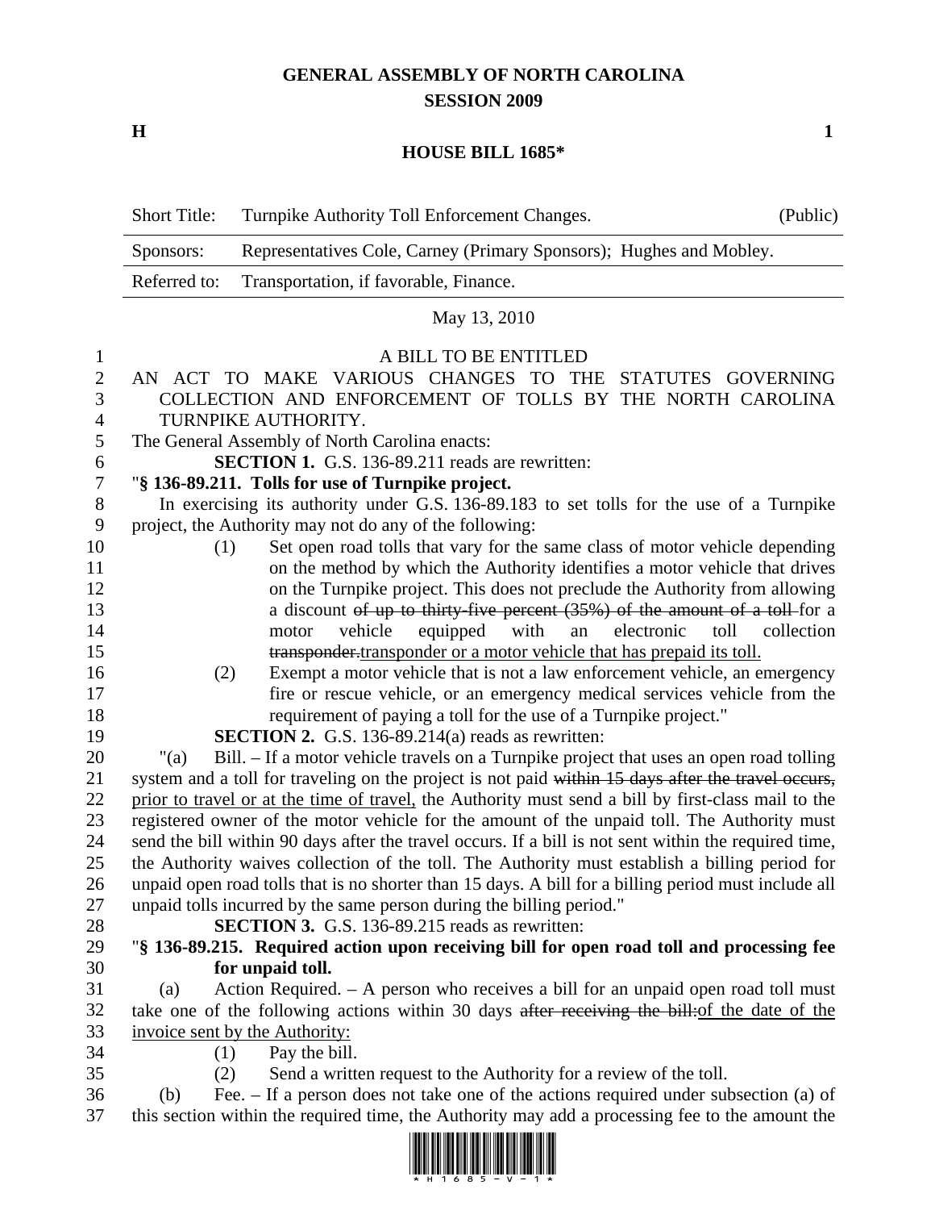# GENERAL ASSEMBLY OF NORTH CAROLINA
## SESSION 2009

**H** **1**

## HOUSE BILL 1685*

| Short Title: | Turnpike Authority Toll Enforcement Changes. | (Public) |
|---|---|---|
| Sponsors: | Representatives Cole, Carney (Primary Sponsors); Hughes and Mobley. | |
| Referred to: | Transportation, if favorable, Finance. | |

May 13, 2010

A BILL TO BE ENTITLED

AN ACT TO MAKE VARIOUS CHANGES TO THE STATUTES GOVERNING COLLECTION AND ENFORCEMENT OF TOLLS BY THE NORTH CAROLINA TURNPIKE AUTHORITY.

The General Assembly of North Carolina enacts:

**SECTION 1.** G.S. 136-89.211 reads are rewritten:

"**§ 136-89.211. Tolls for use of Turnpike project.**

In exercising its authority under G.S. 136-89.183 to set tolls for the use of a Turnpike project, the Authority may not do any of the following:

(1) Set open road tolls that vary for the same class of motor vehicle depending on the method by which the Authority identifies a motor vehicle that drives on the Turnpike project. This does not preclude the Authority from allowing a discount ~~of up to thirty-five percent (35%) of the amount of a toll~~ for a motor vehicle equipped with an electronic toll collection ~~transponder.~~<u>transponder or a motor vehicle that has prepaid its toll.</u>

(2) Exempt a motor vehicle that is not a law enforcement vehicle, an emergency fire or rescue vehicle, or an emergency medical services vehicle from the requirement of paying a toll for the use of a Turnpike project."

**SECTION 2.** G.S. 136-89.214(a) reads as rewritten:

"(a) Bill. – If a motor vehicle travels on a Turnpike project that uses an open road tolling system and a toll for traveling on the project is not paid ~~within 15 days after the travel occurs,~~ <u>prior to travel or at the time of travel,</u> the Authority must send a bill by first-class mail to the registered owner of the motor vehicle for the amount of the unpaid toll. The Authority must send the bill within 90 days after the travel occurs. If a bill is not sent within the required time, the Authority waives collection of the toll. The Authority must establish a billing period for unpaid open road tolls that is no shorter than 15 days. A bill for a billing period must include all unpaid tolls incurred by the same person during the billing period."

**SECTION 3.** G.S. 136-89.215 reads as rewritten:

"**§ 136-89.215. Required action upon receiving bill for open road toll and processing fee for unpaid toll.**

(a) Action Required. – A person who receives a bill for an unpaid open road toll must take one of the following actions within 30 days ~~after receiving the bill:~~<u>of the date of the invoice sent by the Authority:</u>

(1) Pay the bill.

(2) Send a written request to the Authority for a review of the toll.

(b) Fee. – If a person does not take one of the actions required under subsection (a) of this section within the required time, the Authority may add a processing fee to the amount the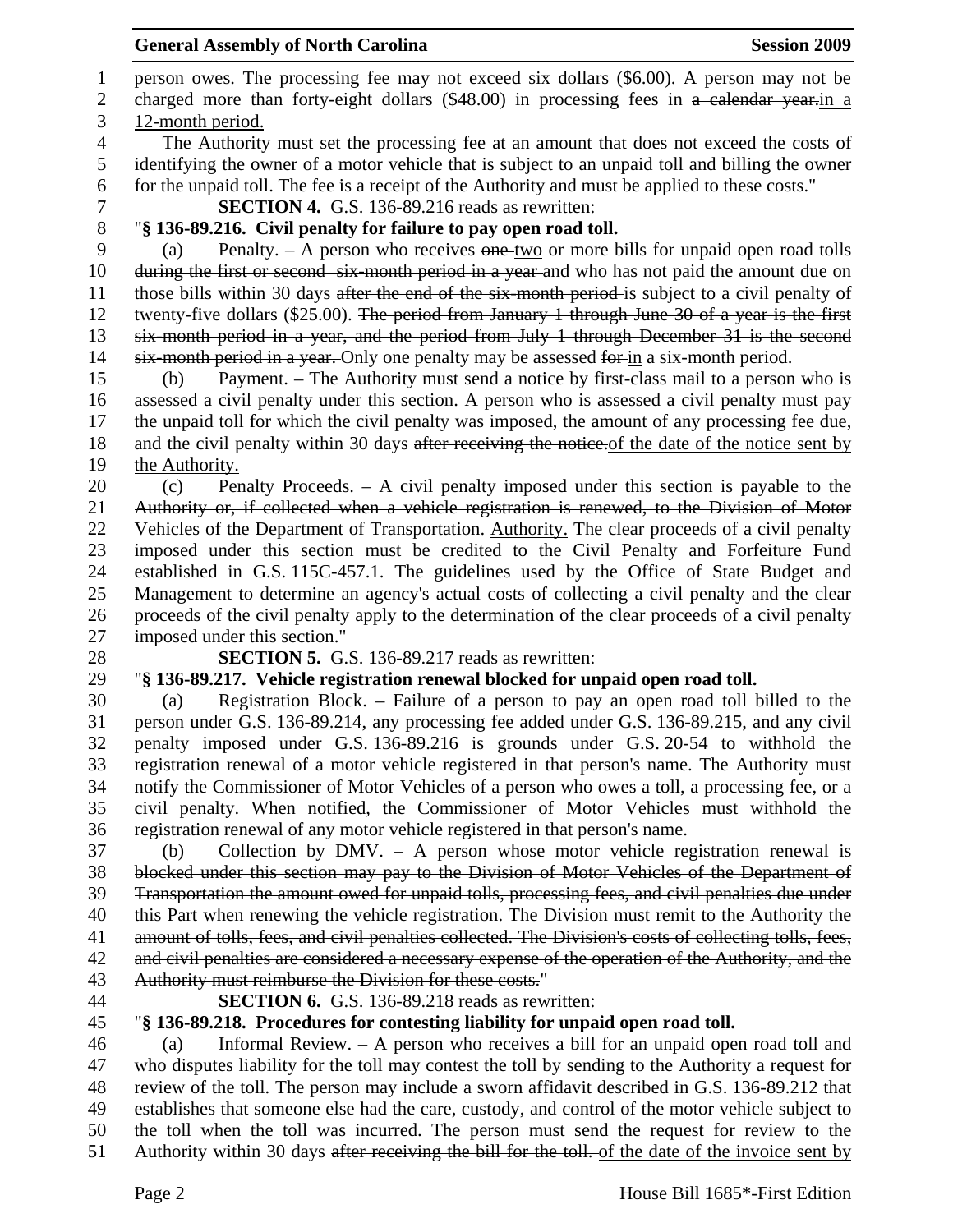person owes. The processing fee may not exceed six dollars ($6.00). A person may not be charged more than forty-eight dollars ($48.00) in processing fees in ~~a calendar year.~~<u>in a 12-month period.</u>

The Authority must set the processing fee at an amount that does not exceed the costs of identifying the owner of a motor vehicle that is subject to an unpaid toll and billing the owner for the unpaid toll. The fee is a receipt of the Authority and must be applied to these costs."

**SECTION 4.** G.S. 136-89.216 reads as rewritten:

"**§ 136-89.216. Civil penalty for failure to pay open road toll.**

(a) Penalty. – A person who receives ~~one~~ <u>two</u> or more bills for unpaid open road tolls ~~during the first or second six-month period in a year~~ and who has not paid the amount due on those bills within 30 days ~~after the end of the six-month period~~ is subject to a civil penalty of twenty-five dollars ($25.00). ~~The period from January 1 through June 30 of a year is the first six-month period in a year, and the period from July 1 through December 31 is the second six-month period in a year.~~ Only one penalty may be assessed ~~for~~ <u>in</u> a six-month period.

(b) Payment. – The Authority must send a notice by first-class mail to a person who is assessed a civil penalty under this section. A person who is assessed a civil penalty must pay the unpaid toll for which the civil penalty was imposed, the amount of any processing fee due, and the civil penalty within 30 days ~~after receiving the notice.~~<u>of the date of the notice sent by the Authority.</u>

(c) Penalty Proceeds. – A civil penalty imposed under this section is payable to the ~~Authority or, if collected when a vehicle registration is renewed, to the Division of Motor Vehicles of the Department of Transportation.~~ <u>Authority.</u> The clear proceeds of a civil penalty imposed under this section must be credited to the Civil Penalty and Forfeiture Fund established in G.S. 115C-457.1. The guidelines used by the Office of State Budget and Management to determine an agency's actual costs of collecting a civil penalty and the clear proceeds of the civil penalty apply to the determination of the clear proceeds of a civil penalty imposed under this section."

**SECTION 5.** G.S. 136-89.217 reads as rewritten:

"**§ 136-89.217. Vehicle registration renewal blocked for unpaid open road toll.**

(a) Registration Block. – Failure of a person to pay an open road toll billed to the person under G.S. 136-89.214, any processing fee added under G.S. 136-89.215, and any civil penalty imposed under G.S. 136-89.216 is grounds under G.S. 20-54 to withhold the registration renewal of a motor vehicle registered in that person's name. The Authority must notify the Commissioner of Motor Vehicles of a person who owes a toll, a processing fee, or a civil penalty. When notified, the Commissioner of Motor Vehicles must withhold the registration renewal of any motor vehicle registered in that person's name.

~~(b) Collection by DMV. – A person whose motor vehicle registration renewal is blocked under this section may pay to the Division of Motor Vehicles of the Department of Transportation the amount owed for unpaid tolls, processing fees, and civil penalties due under this Part when renewing the vehicle registration. The Division must remit to the Authority the amount of tolls, fees, and civil penalties collected. The Division's costs of collecting tolls, fees, and civil penalties are considered a necessary expense of the operation of the Authority, and the Authority must reimburse the Division for these costs.~~"

**SECTION 6.** G.S. 136-89.218 reads as rewritten:

"**§ 136-89.218. Procedures for contesting liability for unpaid open road toll.**

(a) Informal Review. – A person who receives a bill for an unpaid open road toll and who disputes liability for the toll may contest the toll by sending to the Authority a request for review of the toll. The person may include a sworn affidavit described in G.S. 136-89.212 that establishes that someone else had the care, custody, and control of the motor vehicle subject to the toll when the toll was incurred. The person must send the request for review to the Authority within 30 days ~~after receiving the bill for the toll.~~ <u>of the date of the invoice sent by</u>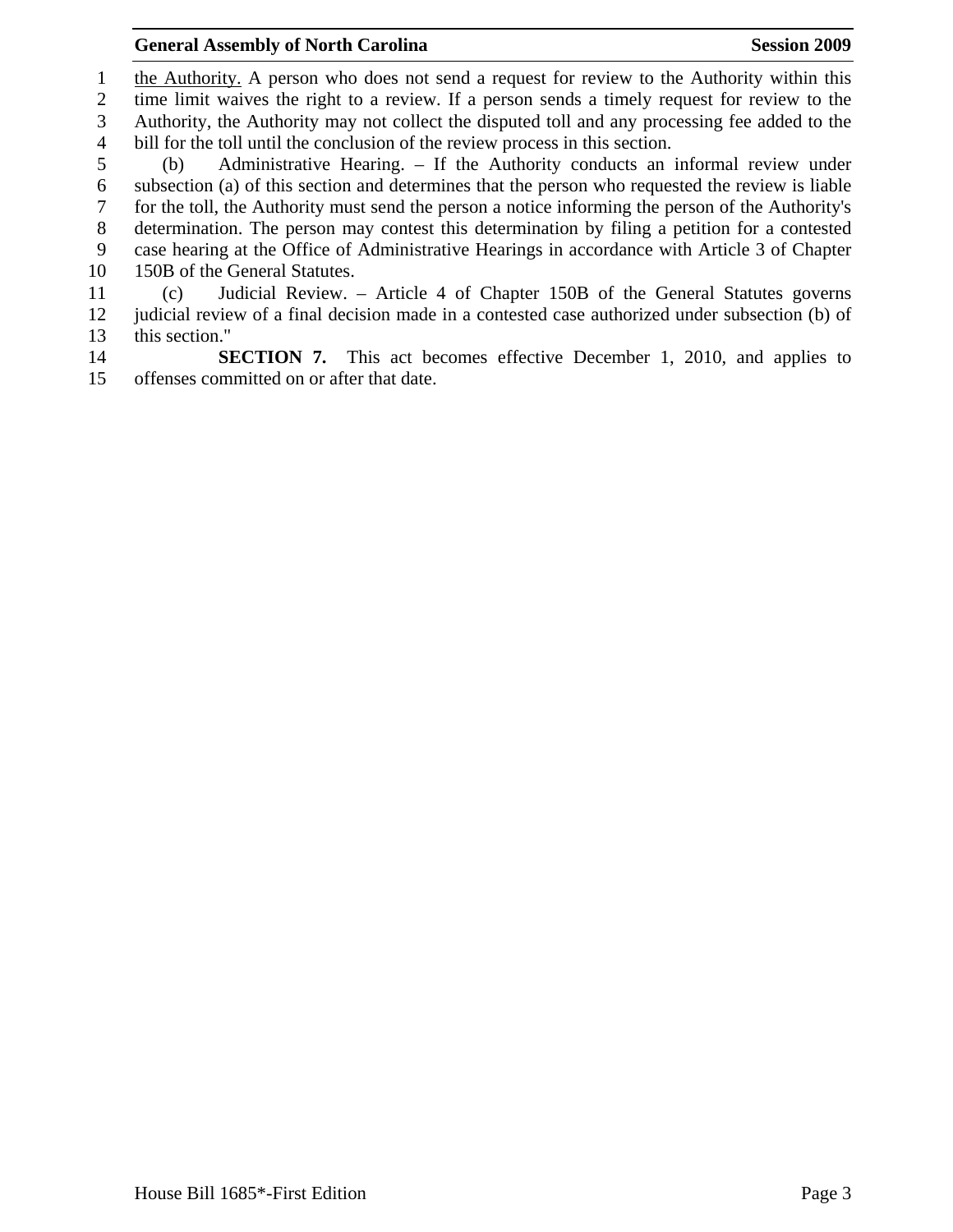the Authority. A person who does not send a request for review to the Authority within this time limit waives the right to a review. If a person sends a timely request for review to the Authority, the Authority may not collect the disputed toll and any processing fee added to the bill for the toll until the conclusion of the review process in this section.

(b) Administrative Hearing. – If the Authority conducts an informal review under subsection (a) of this section and determines that the person who requested the review is liable for the toll, the Authority must send the person a notice informing the person of the Authority's determination. The person may contest this determination by filing a petition for a contested case hearing at the Office of Administrative Hearings in accordance with Article 3 of Chapter 150B of the General Statutes.

(c) Judicial Review. – Article 4 of Chapter 150B of the General Statutes governs judicial review of a final decision made in a contested case authorized under subsection (b) of this section."

**SECTION 7.** This act becomes effective December 1, 2010, and applies to offenses committed on or after that date.